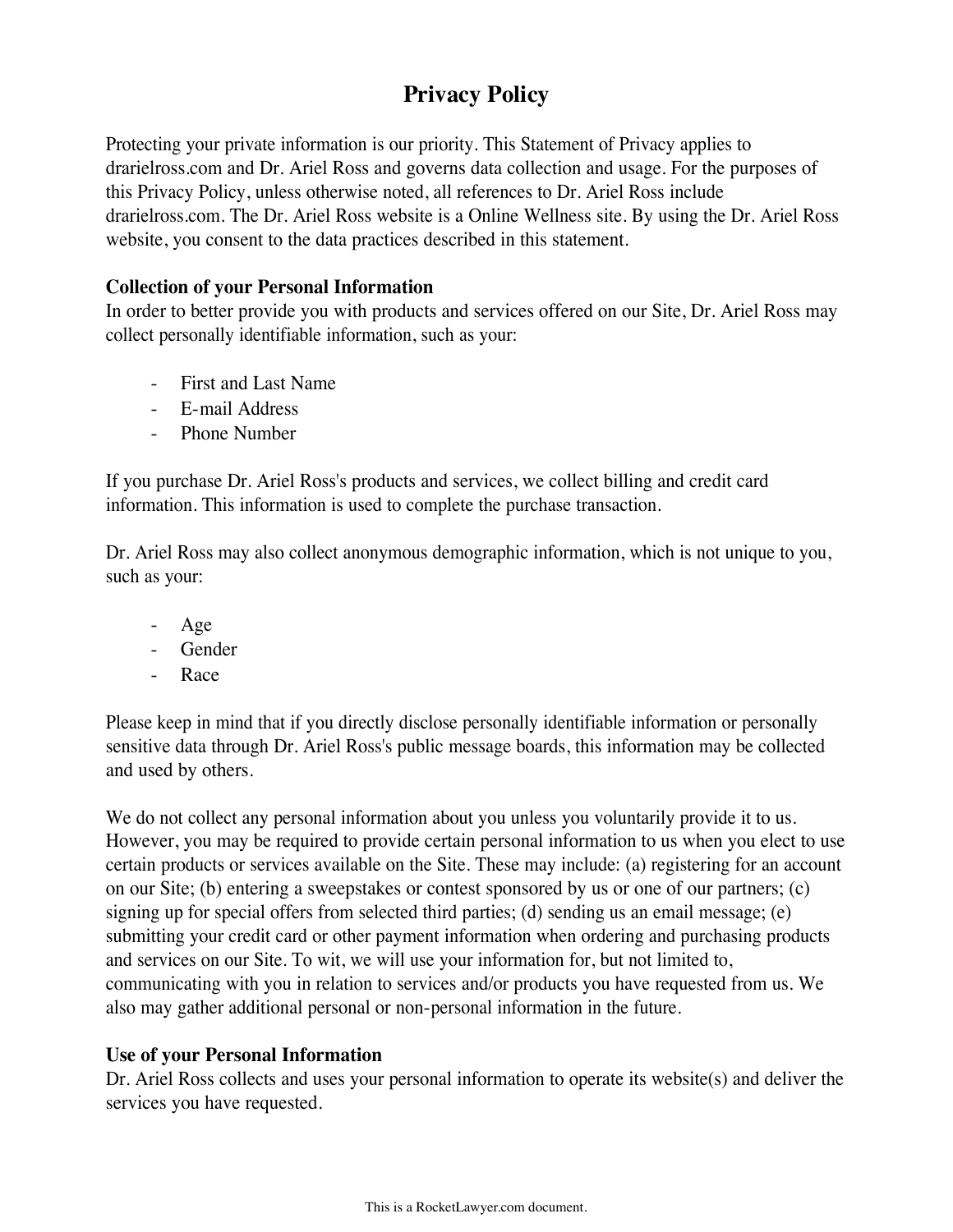# Privacy Policy

Protecting your private information is our priority. This Statement of Privacy applies to drarielross.com and Dr. Ariel Ross and governs data collection and usage. For the purposes of this Privacy Policy, unless otherwise noted, all references to Dr. Ariel Ross include drarielross.com. The Dr. Ariel Ross website is a Online Wellness site. By using the Dr. Ariel Ross website, you consent to the data practices described in this statement.

**Collection of your Personal Information**

In order to better provide you with products and services offered on our Site, Dr. Ariel Ross may collect personally identifiable information, such as your:

- First and Last Name
- E-mail Address
- Phone Number

If you purchase Dr. Ariel Ross's products and services, we collect billing and credit card information. This information is used to complete the purchase transaction.

Dr. Ariel Ross may also collect anonymous demographic information, which is not unique to you, such as your:

- Age
- Gender
- Race

Please keep in mind that if you directly disclose personally identifiable information or personally sensitive data through Dr. Ariel Ross's public message boards, this information may be collected and used by others.

We do not collect any personal information about you unless you voluntarily provide it to us. However, you may be required to provide certain personal information to us when you elect to use certain products or services available on the Site. These may include: (a) registering for an account on our Site; (b) entering a sweepstakes or contest sponsored by us or one of our partners; (c) signing up for special offers from selected third parties; (d) sending us an email message; (e) submitting your credit card or other payment information when ordering and purchasing products and services on our Site. To wit, we will use your information for, but not limited to, communicating with you in relation to services and/or products you have requested from us. We also may gather additional personal or non-personal information in the future.

**Use of your Personal Information**

Dr. Ariel Ross collects and uses your personal information to operate its website(s) and deliver the services you have requested.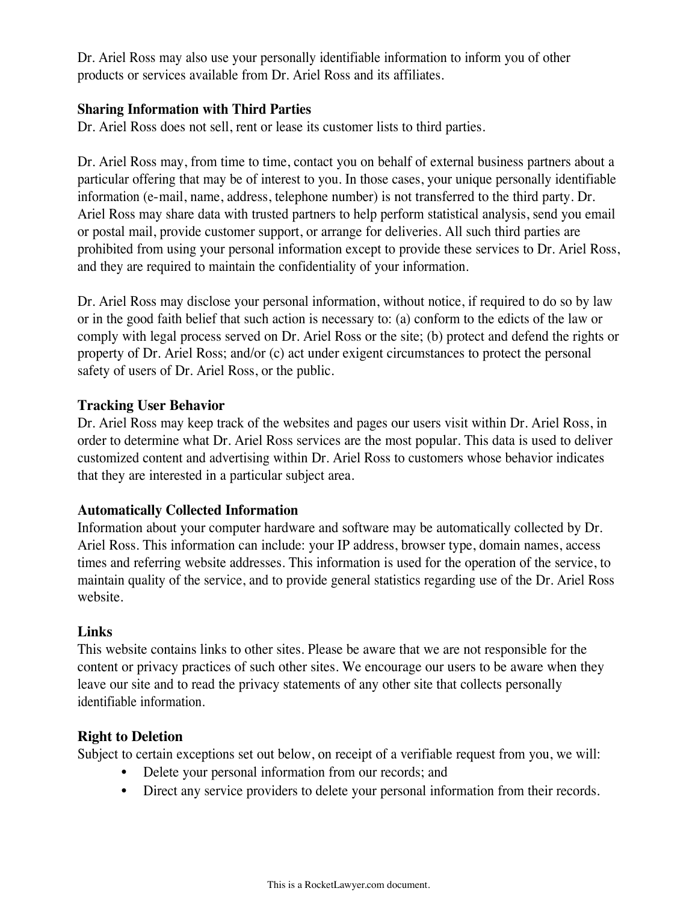Dr. Ariel Ross may also use your personally identifiable information to inform you of other products or services available from Dr. Ariel Ross and its affiliates.

**Sharing Information with Third Parties**

Dr. Ariel Ross does not sell, rent or lease its customer lists to third parties.

Dr. Ariel Ross may, from time to time, contact you on behalf of external business partners about a particular offering that may be of interest to you. In those cases, your unique personally identifiable information (e-mail, name, address, telephone number) is not transferred to the third party. Dr. Ariel Ross may share data with trusted partners to help perform statistical analysis, send you email or postal mail, provide customer support, or arrange for deliveries. All such third parties are prohibited from using your personal information except to provide these services to Dr. Ariel Ross, and they are required to maintain the confidentiality of your information.

Dr. Ariel Ross may disclose your personal information, without notice, if required to do so by law or in the good faith belief that such action is necessary to: (a) conform to the edicts of the law or comply with legal process served on Dr. Ariel Ross or the site; (b) protect and defend the rights or property of Dr. Ariel Ross; and/or (c) act under exigent circumstances to protect the personal safety of users of Dr. Ariel Ross, or the public.

**Tracking User Behavior**

Dr. Ariel Ross may keep track of the websites and pages our users visit within Dr. Ariel Ross, in order to determine what Dr. Ariel Ross services are the most popular. This data is used to deliver customized content and advertising within Dr. Ariel Ross to customers whose behavior indicates that they are interested in a particular subject area.

**Automatically Collected Information**

Information about your computer hardware and software may be automatically collected by Dr. Ariel Ross. This information can include: your IP address, browser type, domain names, access times and referring website addresses. This information is used for the operation of the service, to maintain quality of the service, and to provide general statistics regarding use of the Dr. Ariel Ross website.

**Links**

This website contains links to other sites. Please be aware that we are not responsible for the content or privacy practices of such other sites. We encourage our users to be aware when they leave our site and to read the privacy statements of any other site that collects personally identifiable information.

**Right to Deletion**

Subject to certain exceptions set out below, on receipt of a verifiable request from you, we will:

- Delete your personal information from our records; and
- Direct any service providers to delete your personal information from their records.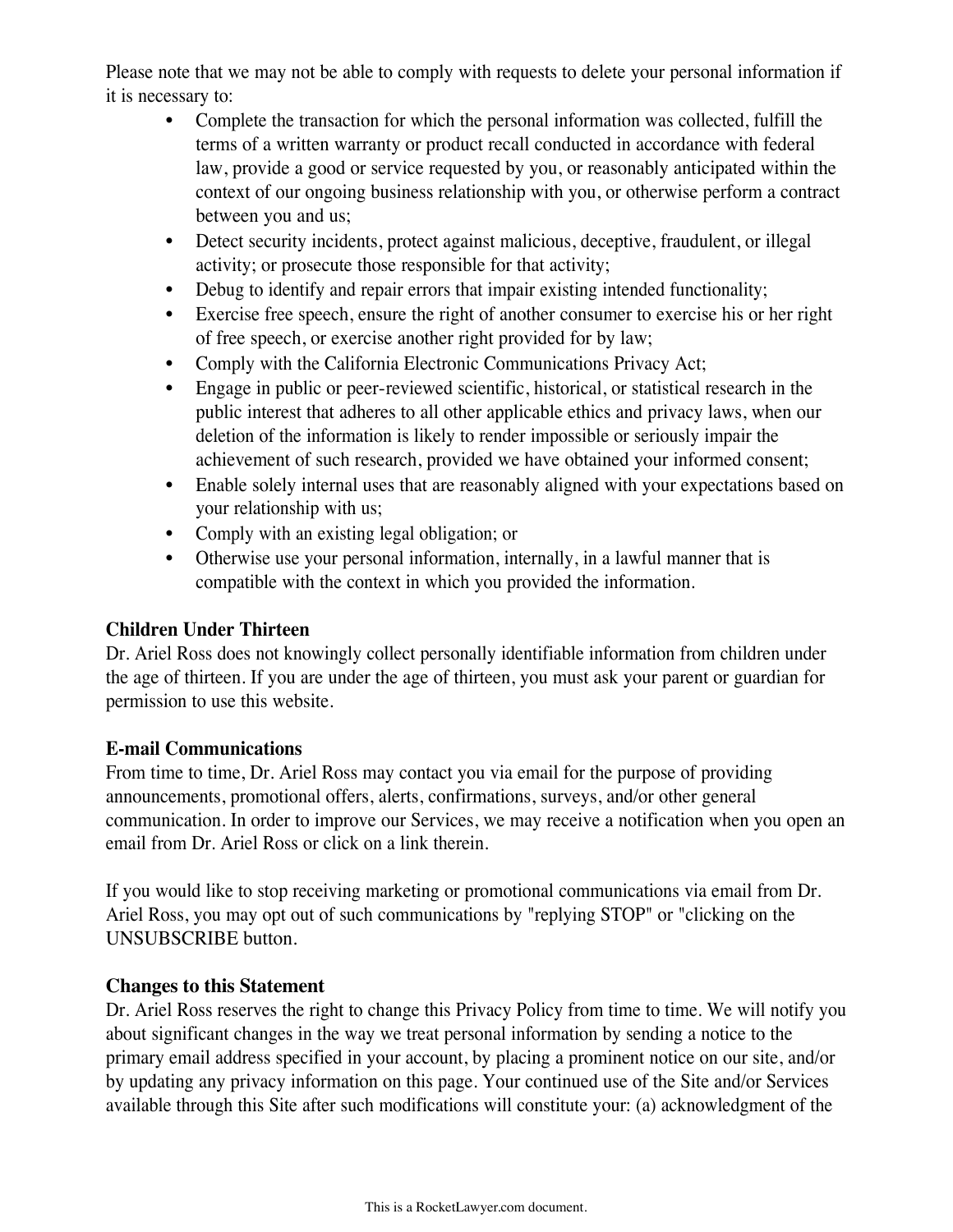Please note that we may not be able to comply with requests to delete your personal information if it is necessary to:

- Complete the transaction for which the personal information was collected, fulfill the terms of a written warranty or product recall conducted in accordance with federal law, provide a good or service requested by you, or reasonably anticipated within the context of our ongoing business relationship with you, or otherwise perform a contract between you and us;
- Detect security incidents, protect against malicious, deceptive, fraudulent, or illegal activity; or prosecute those responsible for that activity;
- Debug to identify and repair errors that impair existing intended functionality;
- Exercise free speech, ensure the right of another consumer to exercise his or her right of free speech, or exercise another right provided for by law;
- Comply with the California Electronic Communications Privacy Act;
- Engage in public or peer-reviewed scientific, historical, or statistical research in the public interest that adheres to all other applicable ethics and privacy laws, when our deletion of the information is likely to render impossible or seriously impair the achievement of such research, provided we have obtained your informed consent;
- Enable solely internal uses that are reasonably aligned with your expectations based on your relationship with us;
- Comply with an existing legal obligation; or
- Otherwise use your personal information, internally, in a lawful manner that is compatible with the context in which you provided the information.

**Children Under Thirteen**
Dr. Ariel Ross does not knowingly collect personally identifiable information from children under the age of thirteen. If you are under the age of thirteen, you must ask your parent or guardian for permission to use this website.

**E-mail Communications**
From time to time, Dr. Ariel Ross may contact you via email for the purpose of providing announcements, promotional offers, alerts, confirmations, surveys, and/or other general communication. In order to improve our Services, we may receive a notification when you open an email from Dr. Ariel Ross or click on a link therein.

If you would like to stop receiving marketing or promotional communications via email from Dr. Ariel Ross, you may opt out of such communications by "replying STOP" or "clicking on the UNSUBSCRIBE button.

**Changes to this Statement**
Dr. Ariel Ross reserves the right to change this Privacy Policy from time to time. We will notify you about significant changes in the way we treat personal information by sending a notice to the primary email address specified in your account, by placing a prominent notice on our site, and/or by updating any privacy information on this page. Your continued use of the Site and/or Services available through this Site after such modifications will constitute your: (a) acknowledgment of the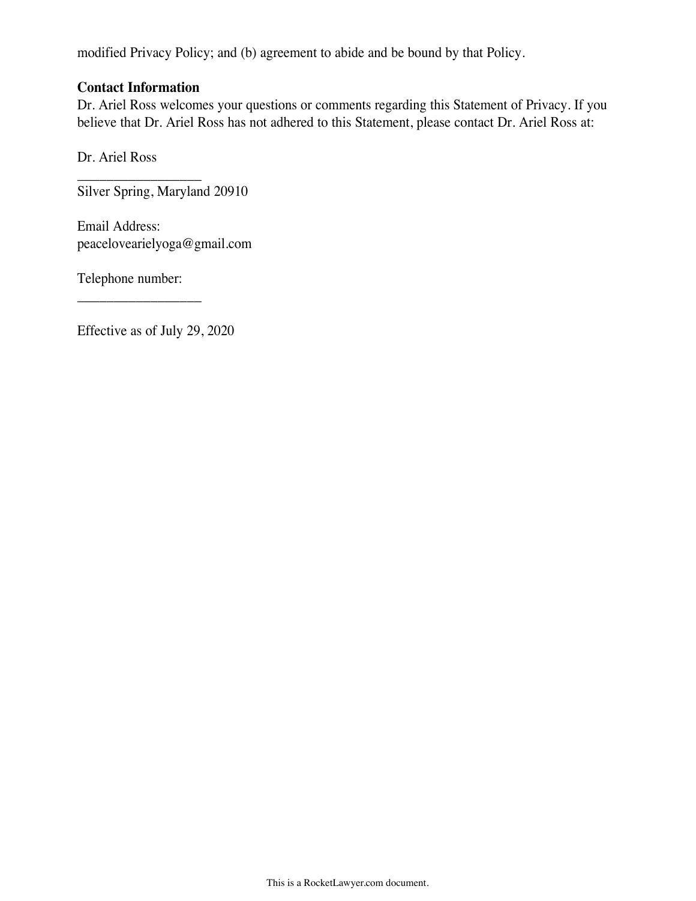modified Privacy Policy; and (b) agreement to abide and be bound by that Policy.

**Contact Information**

Dr. Ariel Ross welcomes your questions or comments regarding this Statement of Privacy. If you believe that Dr. Ariel Ross has not adhered to this Statement, please contact Dr. Ariel Ross at:

Dr. Ariel Ross
_________________
Silver Spring, Maryland 20910

Email Address:
peacelovearielyoga@gmail.com

Telephone number:
_________________

Effective as of July 29, 2020

This is a RocketLawyer.com document.